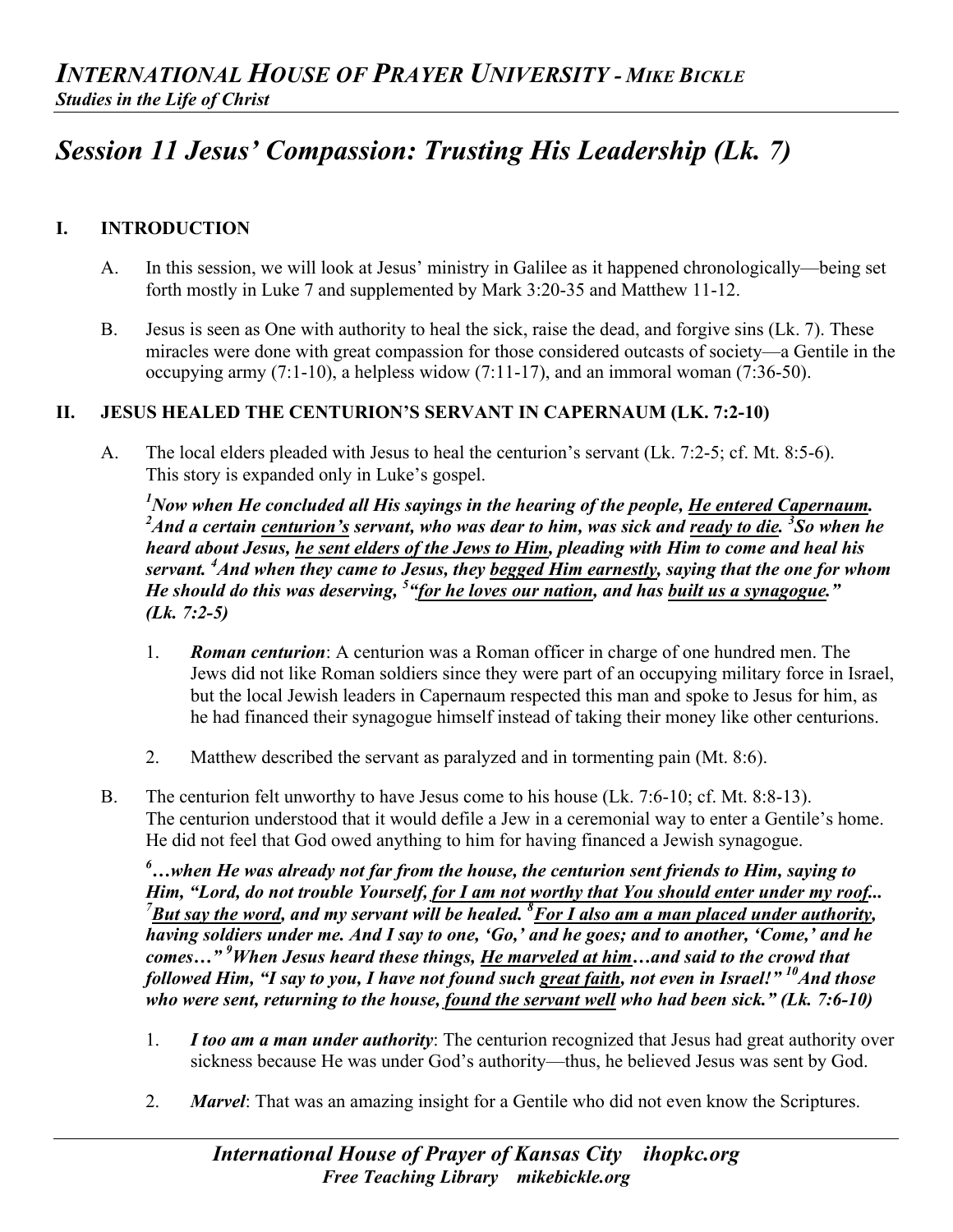# Session 11 Jesus' Compassion: Trusting His Leadership (Lk. 7)

## I. INTRODUCTION

A. In this session, we will look at Jesus' ministry in Galilee as it happened chronologically—being set forth mostly in Luke 7 and supplemented by Mark 3:20-35 and Matthew 11-12.

B. Jesus is seen as One with authority to heal the sick, raise the dead, and forgive sins (Lk. 7). These miracles were done with great compassion for those considered outcasts of society—a Gentile in the occupying army (7:1-10), a helpless widow (7:11-17), and an immoral woman (7:36-50).

## II. JESUS HEALED THE CENTURION'S SERVANT IN CAPERNAUM (LK. 7:2-10)

A. The local elders pleaded with Jesus to heal the centurion's servant (Lk. 7:2-5; cf. Mt. 8:5-6). This story is expanded only in Luke's gospel.

***[1]Now when He concluded all His sayings in the hearing of the people, <u>He entered Capernaum</u>. [2]And a certain <u>centurion's</u> servant, who was dear to him, was sick and <u>ready to die</u>. [3]So when he heard about Jesus, <u>he sent elders of the Jews to Him</u>, pleading with Him to come and heal his servant. [4]And when they came to Jesus, they <u>begged Him earnestly</u>, saying that the one for whom He should do this was deserving, [5]"<u>for he loves our nation</u>, and has <u>built us a synagogue</u>." (Lk. 7:2-5)***

1. ***Roman centurion***: A centurion was a Roman officer in charge of one hundred men. The Jews did not like Roman soldiers since they were part of an occupying military force in Israel, but the local Jewish leaders in Capernaum respected this man and spoke to Jesus for him, as he had financed their synagogue himself instead of taking their money like other centurions.

2. Matthew described the servant as paralyzed and in tormenting pain (Mt. 8:6).

B. The centurion felt unworthy to have Jesus come to his house (Lk. 7:6-10; cf. Mt. 8:8-13). The centurion understood that it would defile a Jew in a ceremonial way to enter a Gentile's home. He did not feel that God owed anything to him for having financed a Jewish synagogue.

***[6]…when He was already not far from the house, the centurion sent friends to Him, saying to Him, "Lord, do not trouble Yourself, <u>for I am not worthy that You should enter under my roof</u>... [7]<u>But say the word</u>, and my servant will be healed. [8]<u>For I also am a man placed under authority</u>, having soldiers under me. And I say to one, 'Go,' and he goes; and to another, 'Come,' and he comes…" [9]When Jesus heard these things, <u>He marveled at him</u>…and said to the crowd that followed Him, "I say to you, I have not found such <u>great faith</u>, not even in Israel!" [10]And those who were sent, returning to the house, <u>found the servant well</u> who had been sick." (Lk. 7:6-10)***

1. ***I too am a man under authority***: The centurion recognized that Jesus had great authority over sickness because He was under God's authority—thus, he believed Jesus was sent by God.

2. ***Marvel***: That was an amazing insight for a Gentile who did not even know the Scriptures.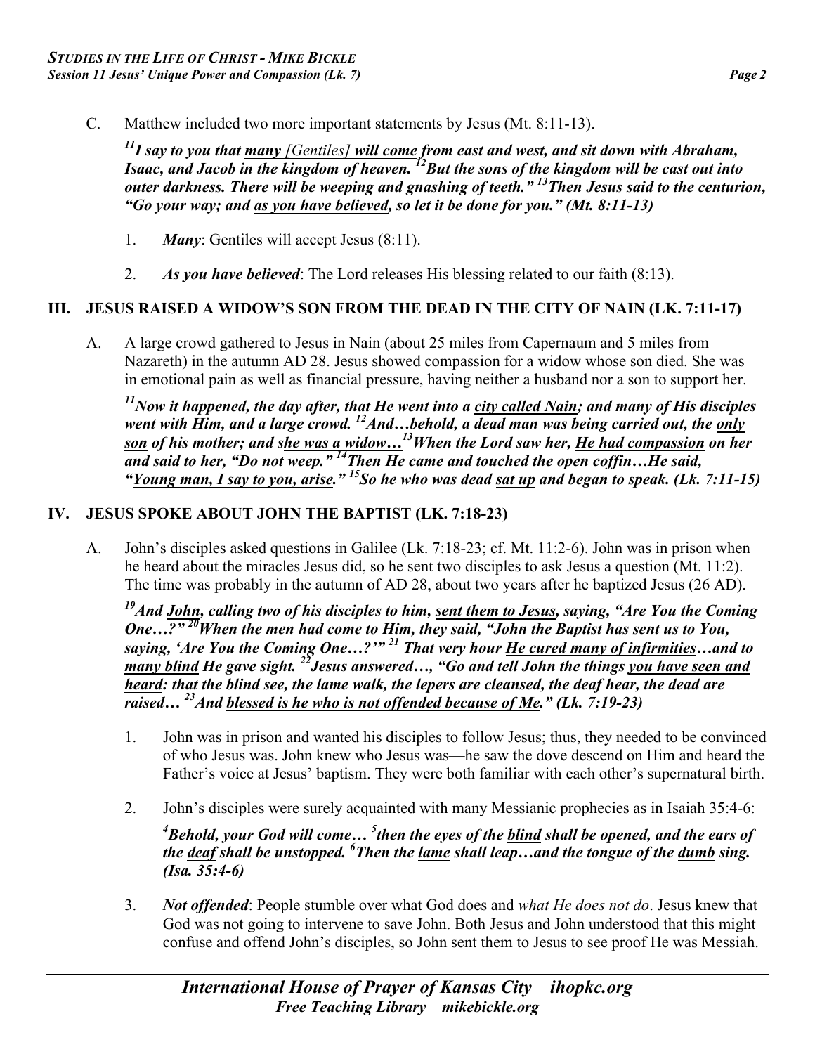C. Matthew included two more important statements by Jesus (Mt. 8:11-13).

***[11]I say to you that <u>many [Gentiles] will come</u> from east and west, and sit down with Abraham, Isaac, and Jacob in the kingdom of heaven. [12]But the sons of the kingdom will be cast out into outer darkness. There will be weeping and gnashing of teeth." [13]Then Jesus said to the centurion, "Go your way; and <u>as you have believed</u>, so let it be done for you." (Mt. 8:11-13)***

1. ***Many***: Gentiles will accept Jesus (8:11).

2. ***As you have believed***: The Lord releases His blessing related to our faith (8:13).

## III. JESUS RAISED A WIDOW'S SON FROM THE DEAD IN THE CITY OF NAIN (LK. 7:11-17)

A. A large crowd gathered to Jesus in Nain (about 25 miles from Capernaum and 5 miles from Nazareth) in the autumn AD 28. Jesus showed compassion for a widow whose son died. She was in emotional pain as well as financial pressure, having neither a husband nor a son to support her.

***[11]Now it happened, the day after, that He went into a <u>city called Nain</u>; and many of His disciples went with Him, and a large crowd. [12]And…behold, a dead man was being carried out, the <u>only son</u> of his mother; and <u>she was a widow…</u> [13]When the Lord saw her, <u>He had compassion</u> on her and said to her, "Do not weep." [14]Then He came and touched the open coffin…He said, "<u>Young man, I say to you, arise</u>." [15]So he who was dead <u>sat up</u> and began to speak. (Lk. 7:11-15)***

## IV. JESUS SPOKE ABOUT JOHN THE BAPTIST (LK. 7:18-23)

A. John's disciples asked questions in Galilee (Lk. 7:18-23; cf. Mt. 11:2-6). John was in prison when he heard about the miracles Jesus did, so he sent two disciples to ask Jesus a question (Mt. 11:2). The time was probably in the autumn of AD 28, about two years after he baptized Jesus (26 AD).

***[19]And <u>John</u>, calling two of his disciples to him, <u>sent them to Jesus</u>, saying, "Are You the Coming One…?" [20]When the men had come to Him, they said, "John the Baptist has sent us to You, saying, 'Are You the Coming One…?'" [21] That very hour <u>He cured many of infirmities</u>…and to <u>many blind</u> He gave sight. [22]Jesus answered…, "Go and tell John the things <u>you have seen and heard</u>: that the blind see, the lame walk, the lepers are cleansed, the deaf hear, the dead are raised… [23]And <u>blessed is he who is not offended because of Me</u>." (Lk. 7:19-23)***

1. John was in prison and wanted his disciples to follow Jesus; thus, they needed to be convinced of who Jesus was. John knew who Jesus was—he saw the dove descend on Him and heard the Father's voice at Jesus' baptism. They were both familiar with each other's supernatural birth.

2. John's disciples were surely acquainted with many Messianic prophecies as in Isaiah 35:4-6:

   ***[4]Behold, your God will come… [5]then the eyes of the <u>blind</u> shall be opened, and the ears of the <u>deaf</u> shall be unstopped. [6]Then the <u>lame</u> shall leap…and the tongue of the <u>dumb</u> sing. (Isa. 35:4-6)***

3. ***Not offended***: People stumble over what God does and *what He does not do*. Jesus knew that God was not going to intervene to save John. Both Jesus and John understood that this might confuse and offend John's disciples, so John sent them to Jesus to see proof He was Messiah.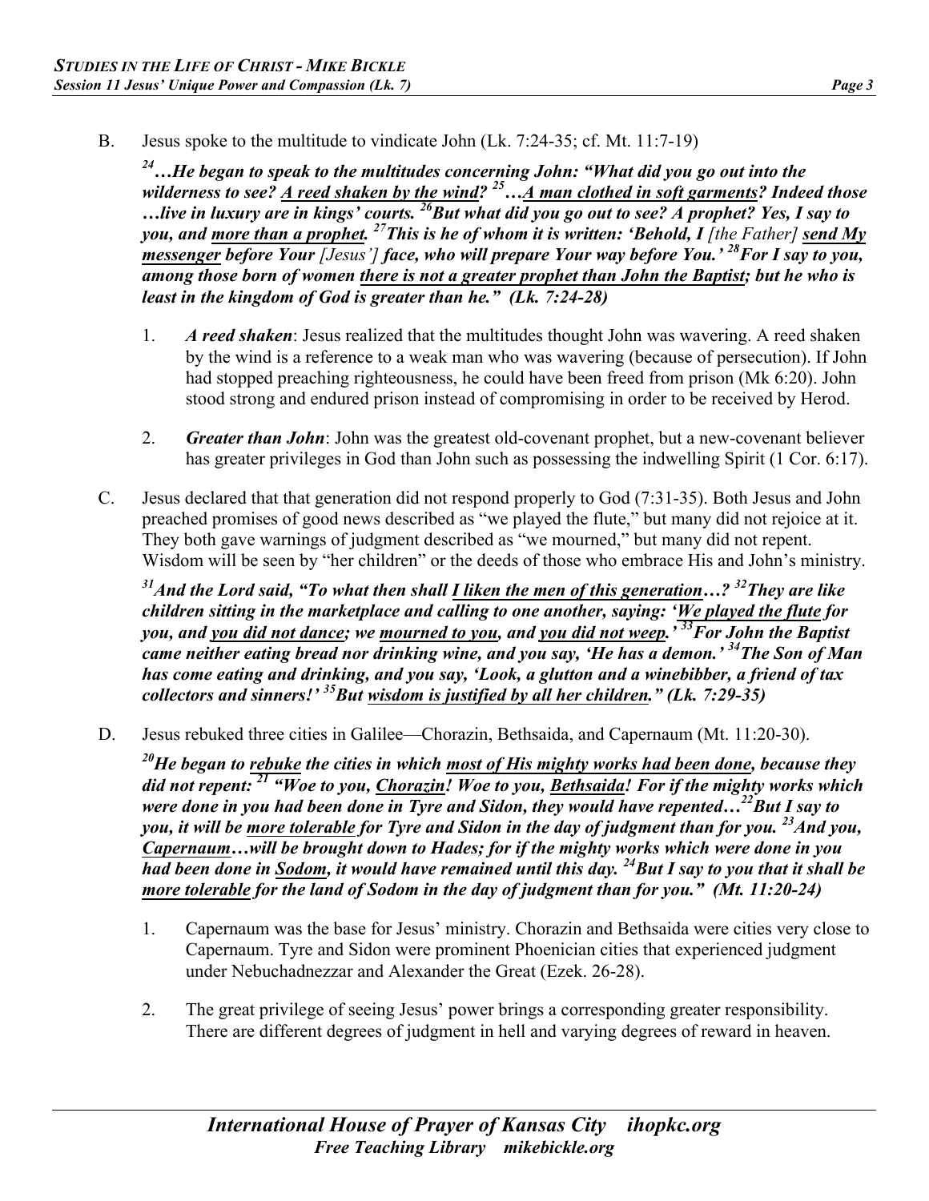B. Jesus spoke to the multitude to vindicate John (Lk. 7:24-35; cf. Mt. 11:7-19)

***[24]…He began to speak to the multitudes concerning John: "What did you go out into the wilderness to see? <u>A reed shaken by the wind</u>? [25]…<u>A man clothed in soft garments</u>? Indeed those …live in luxury are in kings' courts. [26]But what did you go out to see? A prophet? Yes, I say to you, and <u>more than a prophet</u>. [27]This is he of whom it is written: 'Behold, I*** [the Father] ***<u>send My messenger</u> before Your*** [Jesus'] ***face, who will prepare Your way before You.' [28]For I say to you, among those born of women <u>there is not a greater prophet than John the Baptist</u>; but he who is least in the kingdom of God is greater than he." (Lk. 7:24-28)***

1. ***A reed shaken***: Jesus realized that the multitudes thought John was wavering. A reed shaken by the wind is a reference to a weak man who was wavering (because of persecution). If John had stopped preaching righteousness, he could have been freed from prison (Mk 6:20). John stood strong and endured prison instead of compromising in order to be received by Herod.

2. ***Greater than John***: John was the greatest old-covenant prophet, but a new-covenant believer has greater privileges in God than John such as possessing the indwelling Spirit (1 Cor. 6:17).

C. Jesus declared that that generation did not respond properly to God (7:31-35). Both Jesus and John preached promises of good news described as "we played the flute," but many did not rejoice at it. They both gave warnings of judgment described as "we mourned," but many did not repent. Wisdom will be seen by "her children" or the deeds of those who embrace His and John's ministry.

***[31]And the Lord said, "To what then shall <u>I liken the men of this generation</u>…? [32]They are like children sitting in the marketplace and calling to one another, saying: '<u>We played the flute</u> for you, and <u>you did not dance</u>; we <u>mourned to you</u>, and <u>you did not weep</u>.' [33]For John the Baptist came neither eating bread nor drinking wine, and you say, 'He has a demon.' [34]The Son of Man has come eating and drinking, and you say, 'Look, a glutton and a winebibber, a friend of tax collectors and sinners!' [35]But <u>wisdom is justified by all her children</u>." (Lk. 7:29-35)***

D. Jesus rebuked three cities in Galilee—Chorazin, Bethsaida, and Capernaum (Mt. 11:20-30).

***[20]He began to <u>rebuke</u> the cities in which <u>most of His mighty works had been done</u>, because they did not repent: [21] "Woe to you, <u>Chorazin</u>! Woe to you, <u>Bethsaida</u>! For if the mighty works which were done in you had been done in Tyre and Sidon, they would have repented…[22]But I say to you, it will be <u>more tolerable</u> for Tyre and Sidon in the day of judgment than for you. [23]And you, <u>Capernaum</u>…will be brought down to Hades; for if the mighty works which were done in you had been done in <u>Sodom</u>, it would have remained until this day. [24]But I say to you that it shall be <u>more tolerable</u> for the land of Sodom in the day of judgment than for you." (Mt. 11:20-24)***

1. Capernaum was the base for Jesus' ministry. Chorazin and Bethsaida were cities very close to Capernaum. Tyre and Sidon were prominent Phoenician cities that experienced judgment under Nebuchadnezzar and Alexander the Great (Ezek. 26-28).

2. The great privilege of seeing Jesus' power brings a corresponding greater responsibility. There are different degrees of judgment in hell and varying degrees of reward in heaven.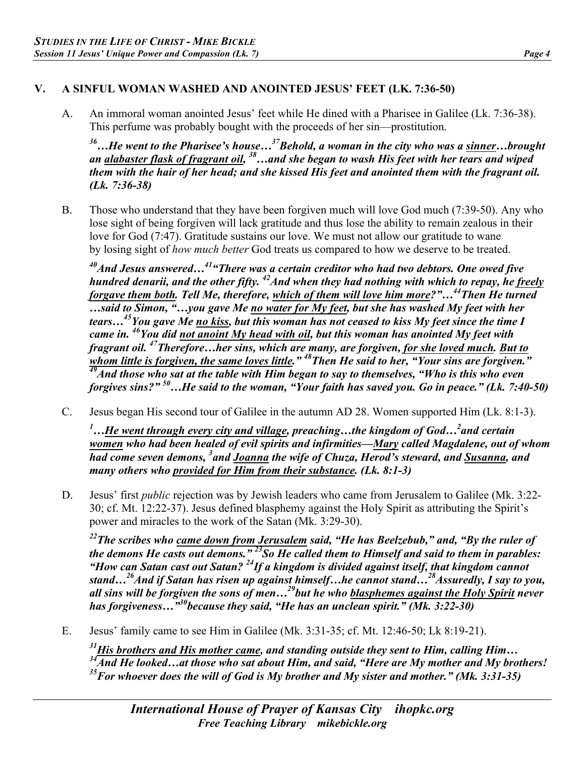## V. A SINFUL WOMAN WASHED AND ANOINTED JESUS' FEET (LK. 7:36-50)

A. An immoral woman anointed Jesus' feet while He dined with a Pharisee in Galilee (Lk. 7:36-38). This perfume was probably bought with the proceeds of her sin—prostitution.

***[36]…He went to the Pharisee's house…[37]Behold, a woman in the city who was a <u>sinner</u>…brought an <u>alabaster flask of fragrant oil</u>, [38]…and she began to wash His feet with her tears and wiped them with the hair of her head; and she kissed His feet and anointed them with the fragrant oil. (Lk. 7:36-38)***

B. Those who understand that they have been forgiven much will love God much (7:39-50). Any who lose sight of being forgiven will lack gratitude and thus lose the ability to remain zealous in their love for God (7:47). Gratitude sustains our love. We must not allow our gratitude to wane by losing sight of *how much better* God treats us compared to how we deserve to be treated.

***[40]And Jesus answered…[41]"There was a certain creditor who had two debtors. One owed five hundred denarii, and the other fifty. [42]And when they had nothing with which to repay, he <u>freely forgave them both</u>. Tell Me, therefore, <u>which of them will love him more</u>?"…[44]Then He turned …said to Simon, "…you gave Me <u>no water for My feet</u>, but she has washed My feet with her tears…[45]You gave Me <u>no kiss</u>, but this woman has not ceased to kiss My feet since the time I came in. [46]You did <u>not anoint My head with oil</u>, but this woman has anointed My feet with fragrant oil. [47]Therefore…her sins, which are many, are forgiven, <u>for she loved much</u>. <u>But to whom little is forgiven, the same loves little</u>." [48]Then He said to her, "Your sins are forgiven." [49]And those who sat at the table with Him began to say to themselves, "Who is this who even forgives sins?" [50]…He said to the woman, "Your faith has saved you. Go in peace." (Lk. 7:40-50)***

C. Jesus began His second tour of Galilee in the autumn AD 28. Women supported Him (Lk. 8:1-3).

***[1]…<u>He went through every city and village</u>, preaching…the kingdom of God…[2]and certain <u>women</u> who had been healed of evil spirits and infirmities—<u>Mary</u> called Magdalene, out of whom had come seven demons, [3]and <u>Joanna</u> the wife of Chuza, Herod's steward, and <u>Susanna</u>, and many others who <u>provided for Him from their substance</u>. (Lk. 8:1-3)***

D. Jesus' first *public* rejection was by Jewish leaders who came from Jerusalem to Galilee (Mk. 3:22-30; cf. Mt. 12:22-37). Jesus defined blasphemy against the Holy Spirit as attributing the Spirit's power and miracles to the work of the Satan (Mk. 3:29-30).

***[22]The scribes who <u>came down from Jerusalem</u> said, "He has Beelzebub," and, "By the ruler of the demons He casts out demons." [23]So He called them to Himself and said to them in parables: "How can Satan cast out Satan? [24]If a kingdom is divided against itself, that kingdom cannot stand…[26]And if Satan has risen up against himself…he cannot stand…[28]Assuredly, I say to you, all sins will be forgiven the sons of men…[29]but he who <u>blasphemes against the Holy Spirit</u> never has forgiveness…"[30]because they said, "He has an unclean spirit." (Mk. 3:22-30)***

E. Jesus' family came to see Him in Galilee (Mk. 3:31-35; cf. Mt. 12:46-50; Lk 8:19-21).

***[31]<u>His brothers and His mother came</u>, and standing outside they sent to Him, calling Him… [34]And He looked…at those who sat about Him, and said, "Here are My mother and My brothers! [35]For whoever does the will of God is My brother and My sister and mother." (Mk. 3:31-35)***